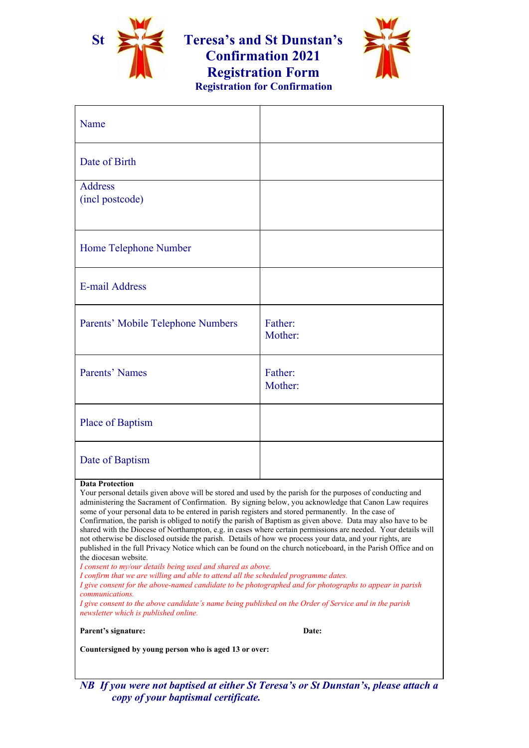# St Teresa's and St Dunstan's Confirmation 2021 Registration Form

## Registration for Confirmation

| | |
|---|---|
| Name | |
| Date of Birth | |
| Address (incl postcode) | |
| Home Telephone Number | |
| E-mail Address | |
| Parents' Mobile Telephone Numbers | Father: Mother: |
| Parents' Names | Father: Mother: |
| Place of Baptism | |
| Date of Baptism | |

**Data Protection**

Your personal details given above will be stored and used by the parish for the purposes of conducting and administering the Sacrament of Confirmation. By signing below, you acknowledge that Canon Law requires some of your personal data to be entered in parish registers and stored permanently. In the case of Confirmation, the parish is obliged to notify the parish of Baptism as given above. Data may also have to be shared with the Diocese of Northampton, e.g. in cases where certain permissions are needed. Your details will not otherwise be disclosed outside the parish. Details of how we process your data, and your rights, are published in the full Privacy Notice which can be found on the church noticeboard, in the Parish Office and on the diocesan website.

*I consent to my/our details being used and shared as above.*
*I confirm that we are willing and able to attend all the scheduled programme dates.*
*I give consent for the above-named candidate to be photographed and for photographs to appear in parish communications.*
*I give consent to the above candidate's name being published on the Order of Service and in the parish newsletter which is published online.*

**Parent's signature:** **Date:**

**Countersigned by young person who is aged 13 or over:**

***NB If you were not baptised at either St Teresa's or St Dunstan's, please attach a copy of your baptismal certificate.***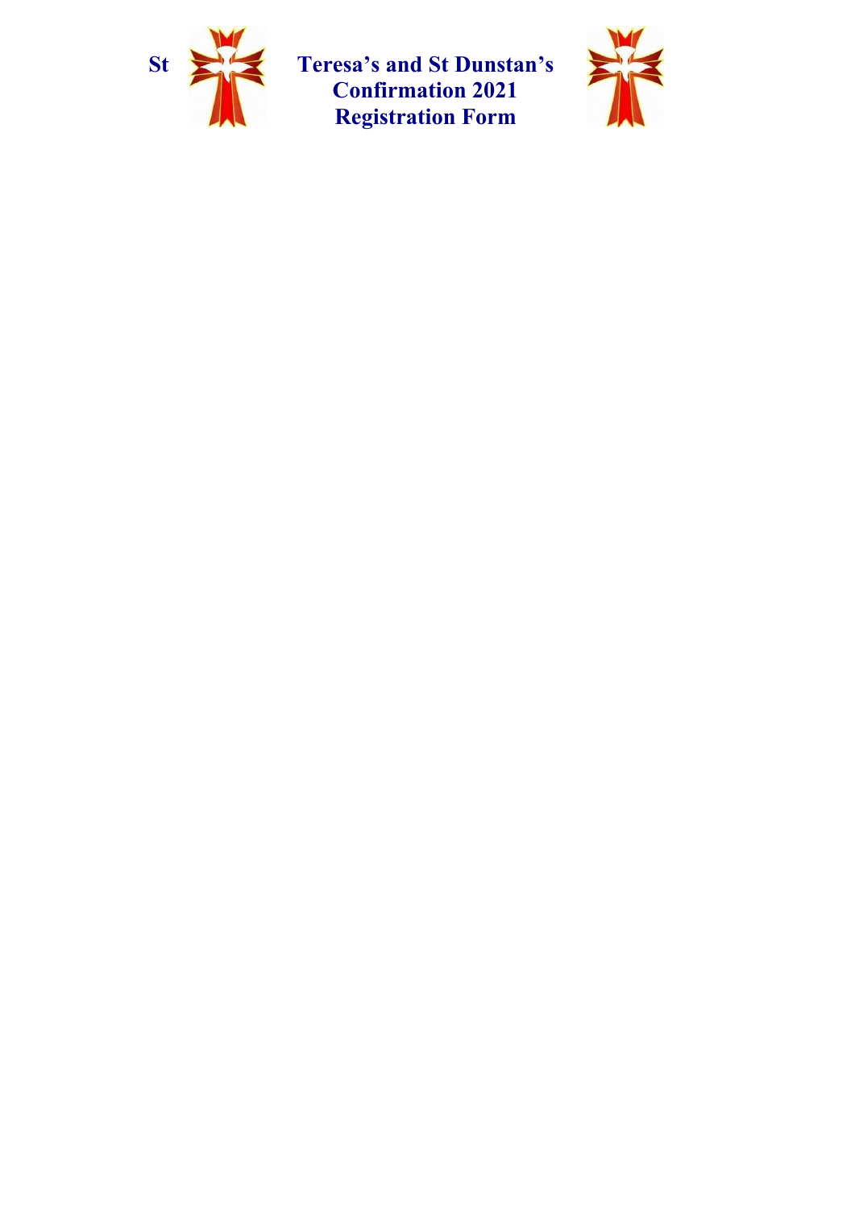# St Teresa's and St Dunstan's Confirmation 2021 Registration Form